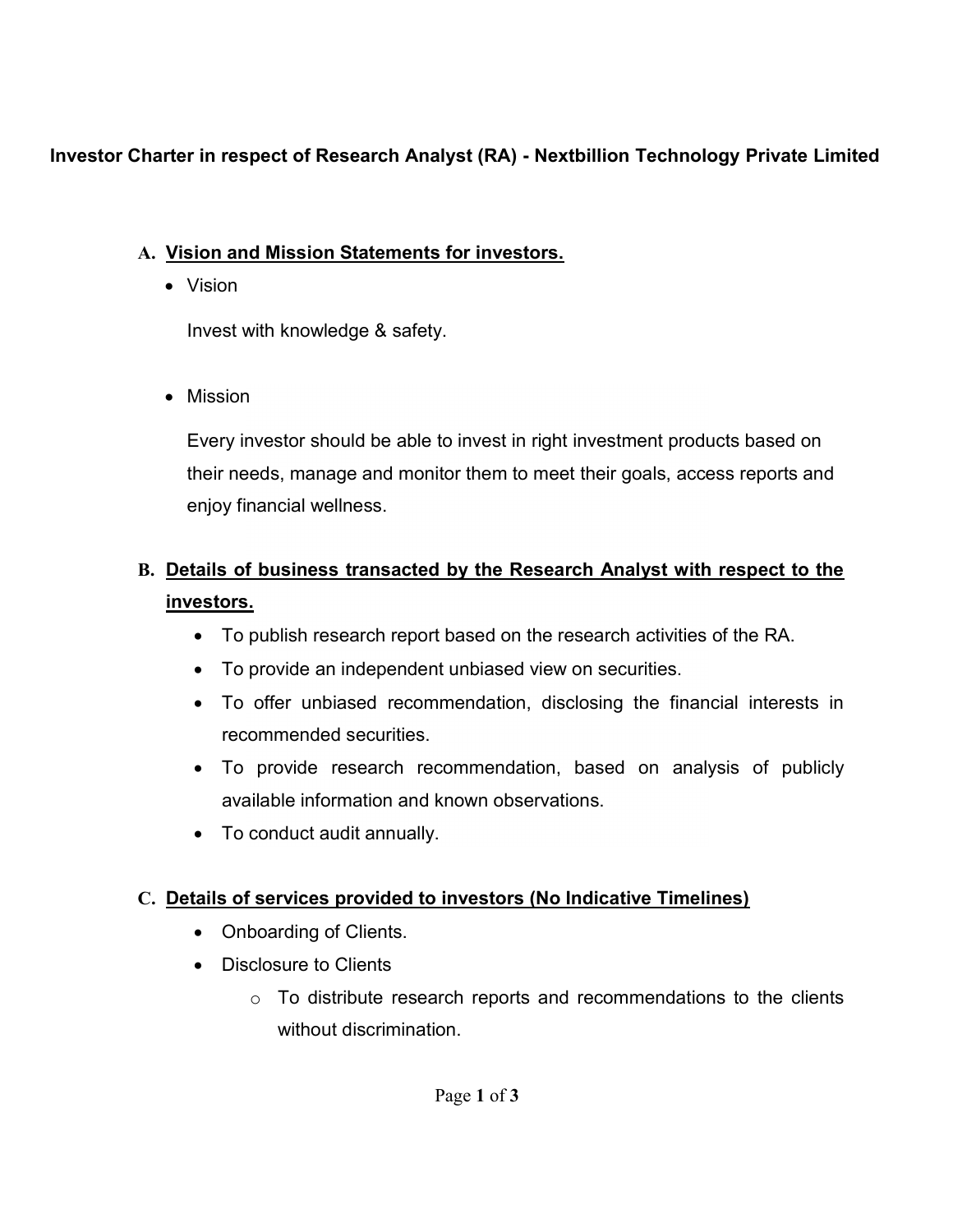# Investor Charter in respect of Research Analyst (RA) - Nextbillion Technology Private Limited

## A. Vision and Mission Statements for investors.

- Vision

  Invest with knowledge & safety.

- Mission

  Every investor should be able to invest in right investment products based on their needs, manage and monitor them to meet their goals, access reports and enjoy financial wellness.

## B. Details of business transacted by the Research Analyst with respect to the investors.

- To publish research report based on the research activities of the RA.
- To provide an independent unbiased view on securities.
- To offer unbiased recommendation, disclosing the financial interests in recommended securities.
- To provide research recommendation, based on analysis of publicly available information and known observations.
- To conduct audit annually.

## C. Details of services provided to investors (No Indicative Timelines)

- Onboarding of Clients.
- Disclosure to Clients
  - To distribute research reports and recommendations to the clients without discrimination.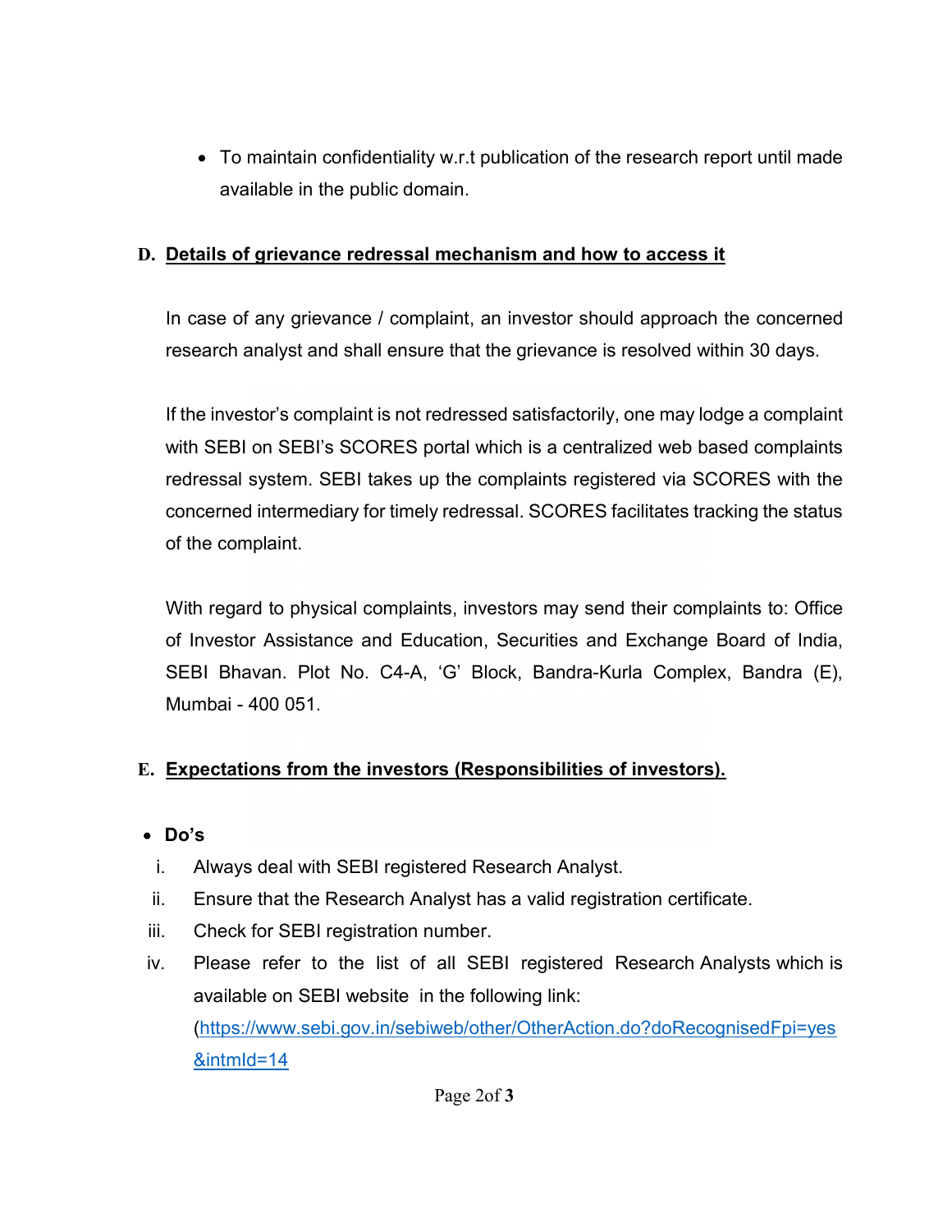- To maintain confidentiality w.r.t publication of the research report until made available in the public domain.

## D. Details of grievance redressal mechanism and how to access it

In case of any grievance / complaint, an investor should approach the concerned research analyst and shall ensure that the grievance is resolved within 30 days.

If the investor's complaint is not redressed satisfactorily, one may lodge a complaint with SEBI on SEBI's SCORES portal which is a centralized web based complaints redressal system. SEBI takes up the complaints registered via SCORES with the concerned intermediary for timely redressal. SCORES facilitates tracking the status of the complaint.

With regard to physical complaints, investors may send their complaints to: Office of Investor Assistance and Education, Securities and Exchange Board of India, SEBI Bhavan. Plot No. C4-A, 'G' Block, Bandra-Kurla Complex, Bandra (E), Mumbai - 400 051.

## E. Expectations from the investors (Responsibilities of investors).

- **Do's**

  i. Always deal with SEBI registered Research Analyst.

  ii. Ensure that the Research Analyst has a valid registration certificate.

  iii. Check for SEBI registration number.

  iv. Please refer to the list of all SEBI registered Research Analysts which is available on SEBI website in the following link: (https://www.sebi.gov.in/sebiweb/other/OtherAction.do?doRecognisedFpi=yes&intmId=14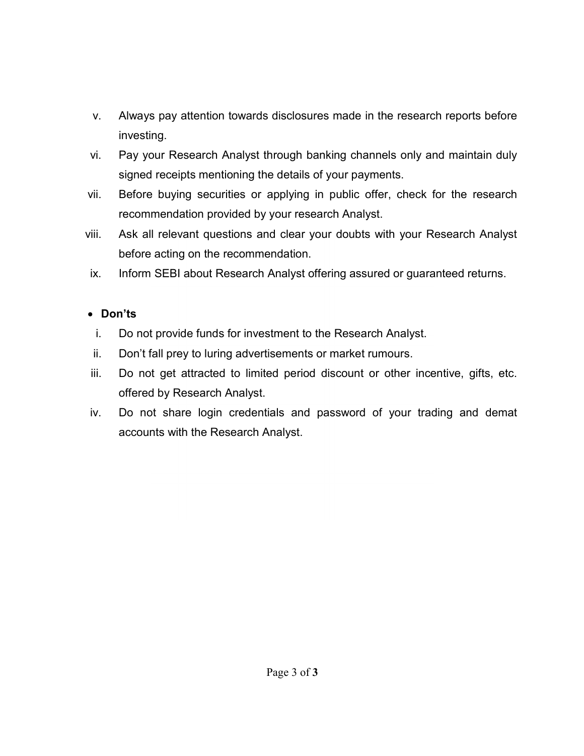v. Always pay attention towards disclosures made in the research reports before investing.

vi. Pay your Research Analyst through banking channels only and maintain duly signed receipts mentioning the details of your payments.

vii. Before buying securities or applying in public offer, check for the research recommendation provided by your research Analyst.

viii. Ask all relevant questions and clear your doubts with your Research Analyst before acting on the recommendation.

ix. Inform SEBI about Research Analyst offering assured or guaranteed returns.

- **Don'ts**

i. Do not provide funds for investment to the Research Analyst.

ii. Don't fall prey to luring advertisements or market rumours.

iii. Do not get attracted to limited period discount or other incentive, gifts, etc. offered by Research Analyst.

iv. Do not share login credentials and password of your trading and demat accounts with the Research Analyst.